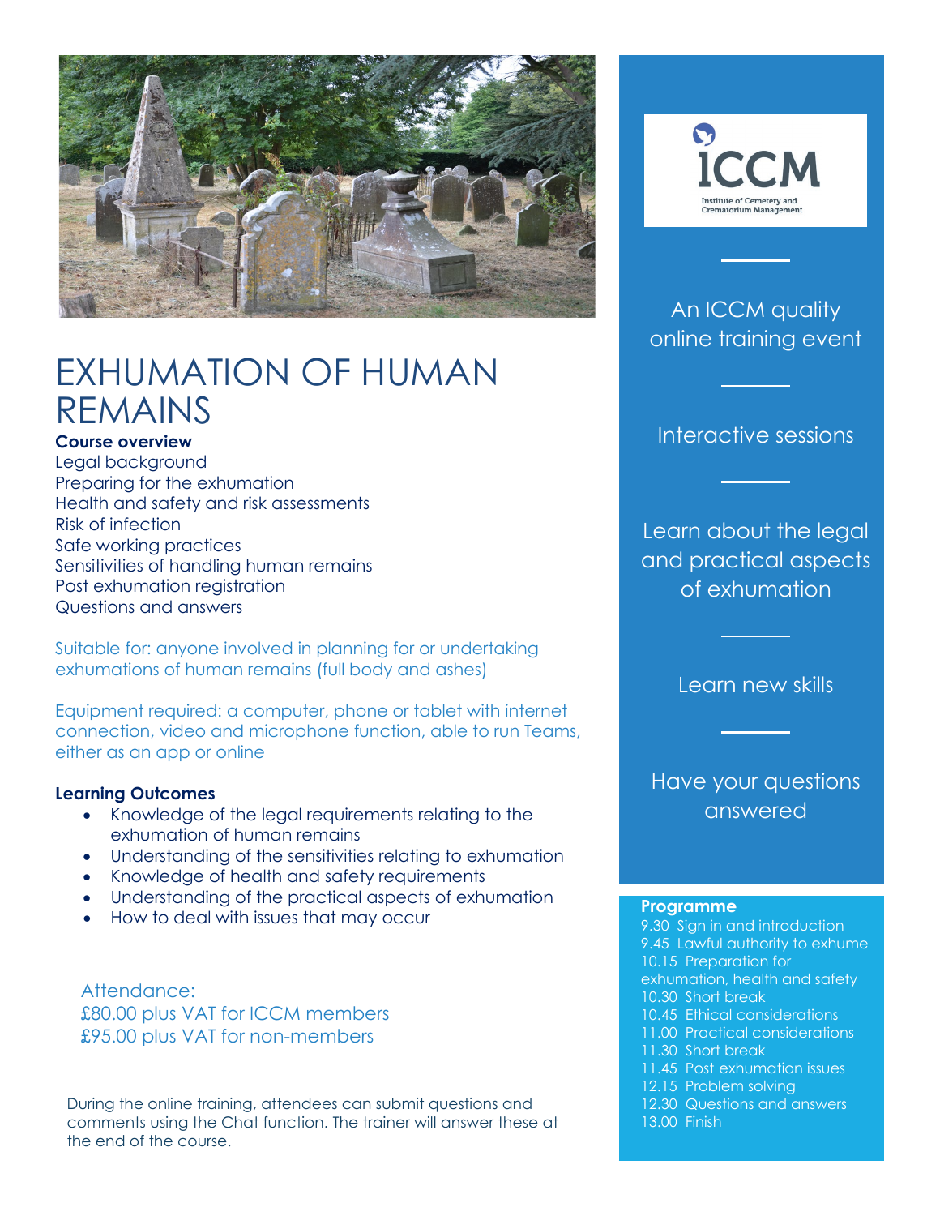# EXHUMATION OF HUMAN REMAINS

**Course overview**

Legal background
Preparing for the exhumation
Health and safety and risk assessments
Risk of infection
Safe working practices
Sensitivities of handling human remains
Post exhumation registration
Questions and answers

Suitable for: anyone involved in planning for or undertaking exhumations of human remains (full body and ashes)

Equipment required: a computer, phone or tablet with internet connection, video and microphone function, able to run Teams, either as an app or online

**Learning Outcomes**

- Knowledge of the legal requirements relating to the exhumation of human remains
- Understanding of the sensitivities relating to exhumation
- Knowledge of health and safety requirements
- Understanding of the practical aspects of exhumation
- How to deal with issues that may occur

Attendance:
£80.00 plus VAT for ICCM members
£95.00 plus VAT for non-members

During the online training, attendees can submit questions and comments using the Chat function. The trainer will answer these at the end of the course.

ICCM
Institute of Cemetery and Crematorium Management

An ICCM quality online training event

Interactive sessions

Learn about the legal and practical aspects of exhumation

Learn new skills

Have your questions answered

**Programme**

9.30 Sign in and introduction
9.45 Lawful authority to exhume
10.15 Preparation for exhumation, health and safety
10.30 Short break
10.45 Ethical considerations
11.00 Practical considerations
11.30 Short break
11.45 Post exhumation issues
12.15 Problem solving
12.30 Questions and answers
13.00 Finish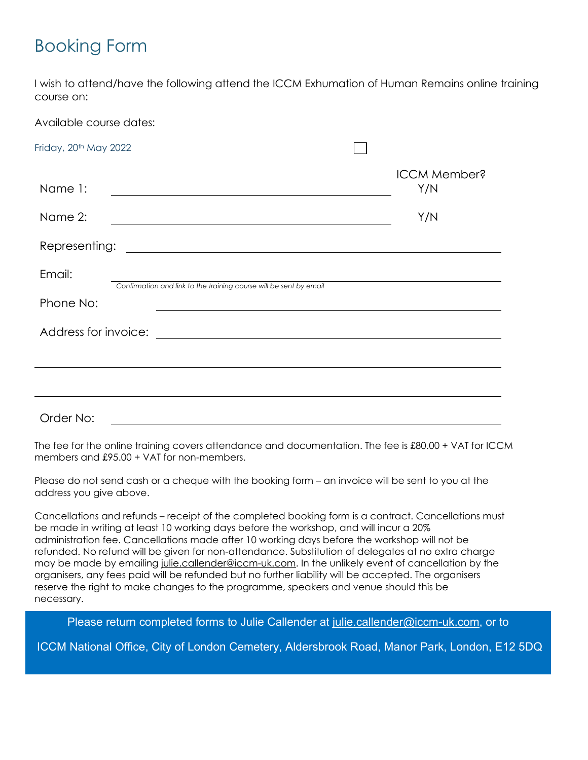# Booking Form

I wish to attend/have the following attend the ICCM Exhumation of Human Remains online training course on:

Available course dates:

Friday, 20th May 2022 ☐

| | | |
|---|---|---|
| | | ICCM Member? |
| Name 1: | ______________________________ | Y/N |
| Name 2: | ______________________________ | Y/N |

Representing: ______________________________

Email: ______________________________

*Confirmation and link to the training course will be sent by email*

Phone No: ______________________________

Address for invoice: ______________________________

______________________________

______________________________

Order No: ______________________________

The fee for the online training covers attendance and documentation. The fee is £80.00 + VAT for ICCM members and £95.00 + VAT for non-members.

Please do not send cash or a cheque with the booking form – an invoice will be sent to you at the address you give above.

Cancellations and refunds – receipt of the completed booking form is a contract. Cancellations must be made in writing at least 10 working days before the workshop, and will incur a 20% administration fee. Cancellations made after 10 working days before the workshop will not be refunded. No refund will be given for non-attendance. Substitution of delegates at no extra charge may be made by emailing julie.callender@iccm-uk.com. In the unlikely event of cancellation by the organisers, any fees paid will be refunded but no further liability will be accepted. The organisers reserve the right to make changes to the programme, speakers and venue should this be necessary.

Please return completed forms to Julie Callender at julie.callender@iccm-uk.com, or to

ICCM National Office, City of London Cemetery, Aldersbrook Road, Manor Park, London, E12 5DQ